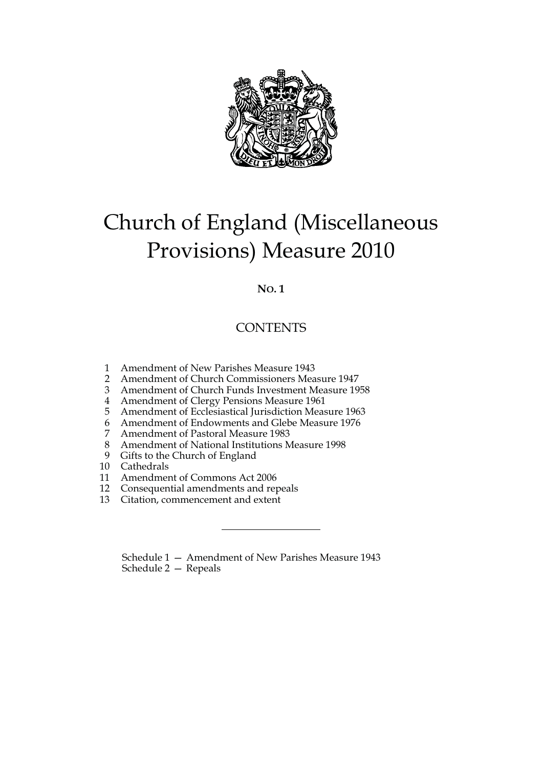# Church of England (Miscellaneous Provisions) Measure 2010

**NO. 1**

## CONTENTS

1 Amendment of New Parishes Measure 1943
2 Amendment of Church Commissioners Measure 1947
3 Amendment of Church Funds Investment Measure 1958
4 Amendment of Clergy Pensions Measure 1961
5 Amendment of Ecclesiastical Jurisdiction Measure 1963
6 Amendment of Endowments and Glebe Measure 1976
7 Amendment of Pastoral Measure 1983
8 Amendment of National Institutions Measure 1998
9 Gifts to the Church of England
10 Cathedrals
11 Amendment of Commons Act 2006
12 Consequential amendments and repeals
13 Citation, commencement and extent

---

Schedule 1 — Amendment of New Parishes Measure 1943
Schedule 2 — Repeals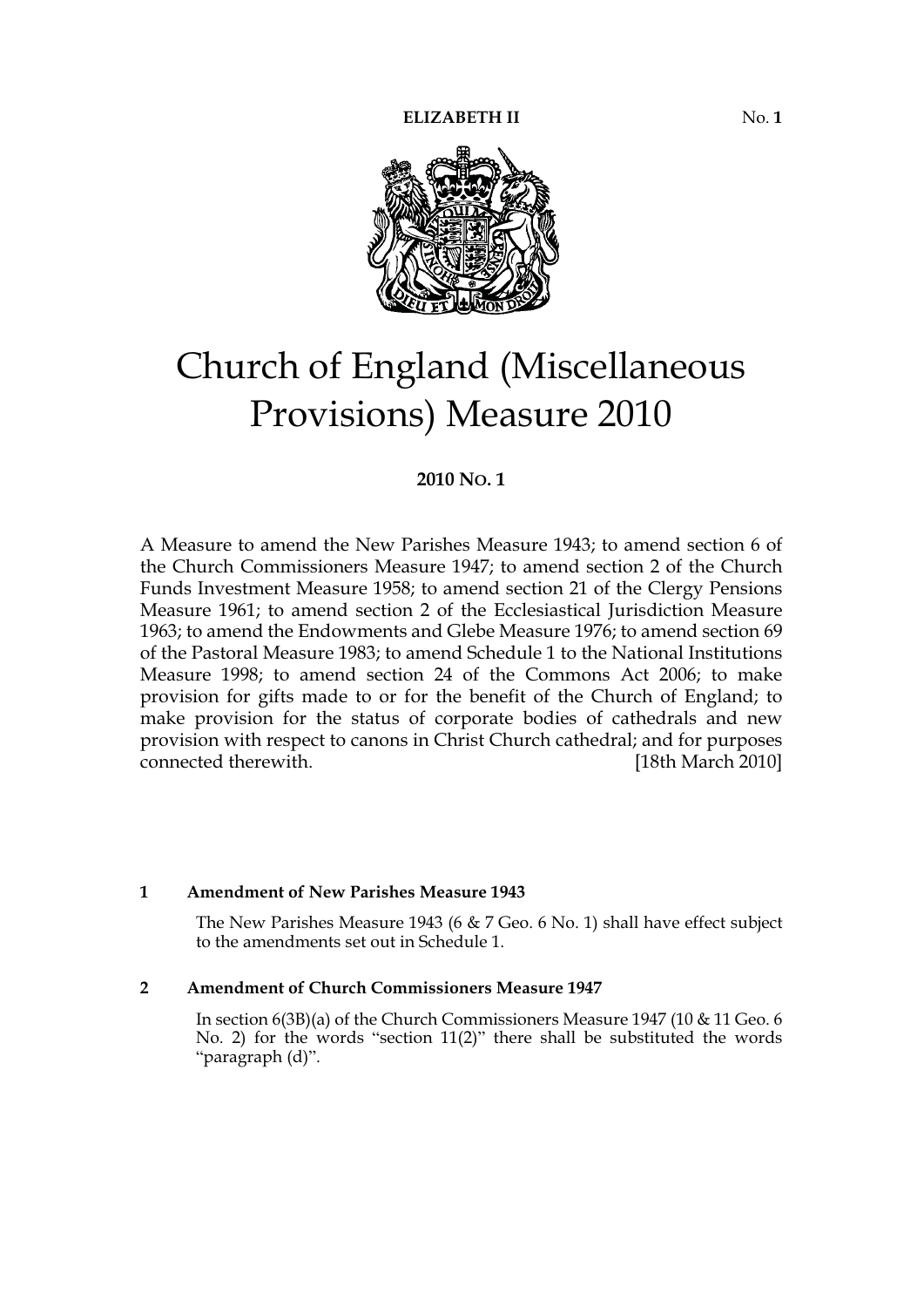ELIZABETH II No. 1

# Church of England (Miscellaneous Provisions) Measure 2010

**2010 No. 1**

A Measure to amend the New Parishes Measure 1943; to amend section 6 of the Church Commissioners Measure 1947; to amend section 2 of the Church Funds Investment Measure 1958; to amend section 21 of the Clergy Pensions Measure 1961; to amend section 2 of the Ecclesiastical Jurisdiction Measure 1963; to amend the Endowments and Glebe Measure 1976; to amend section 69 of the Pastoral Measure 1983; to amend Schedule 1 to the National Institutions Measure 1998; to amend section 24 of the Commons Act 2006; to make provision for gifts made to or for the benefit of the Church of England; to make provision for the status of corporate bodies of cathedrals and new provision with respect to canons in Christ Church cathedral; and for purposes connected therewith. [18th March 2010]

### 1 Amendment of New Parishes Measure 1943

The New Parishes Measure 1943 (6 & 7 Geo. 6 No. 1) shall have effect subject to the amendments set out in Schedule 1.

### 2 Amendment of Church Commissioners Measure 1947

In section 6(3B)(a) of the Church Commissioners Measure 1947 (10 & 11 Geo. 6 No. 2) for the words "section 11(2)" there shall be substituted the words "paragraph (d)".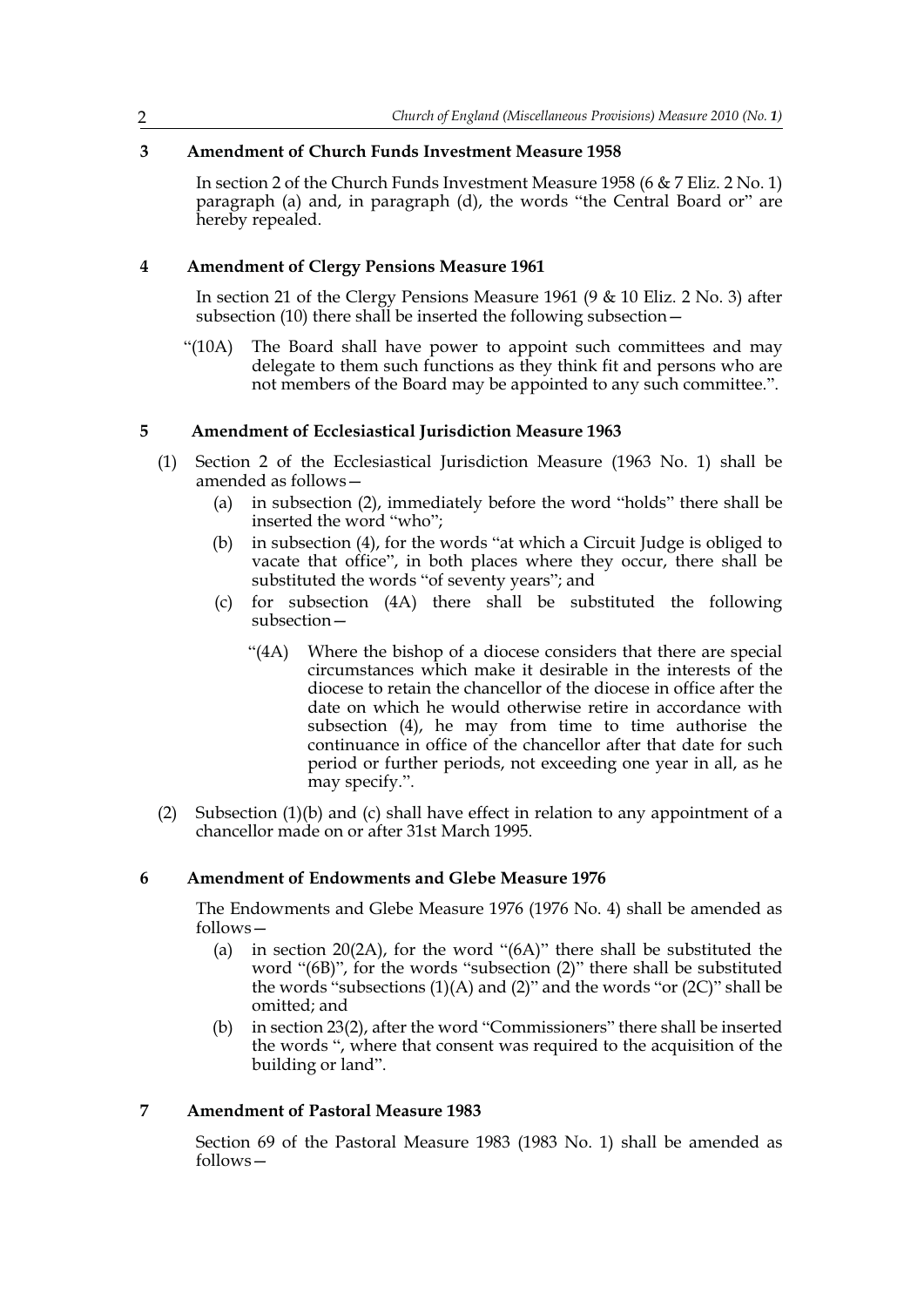## 3 Amendment of Church Funds Investment Measure 1958

In section 2 of the Church Funds Investment Measure 1958 (6 & 7 Eliz. 2 No. 1) paragraph (a) and, in paragraph (d), the words "the Central Board or" are hereby repealed.

## 4 Amendment of Clergy Pensions Measure 1961

In section 21 of the Clergy Pensions Measure 1961 (9 & 10 Eliz. 2 No. 3) after subsection (10) there shall be inserted the following subsection—

"(10A) The Board shall have power to appoint such committees and may delegate to them such functions as they think fit and persons who are not members of the Board may be appointed to any such committee.".

## 5 Amendment of Ecclesiastical Jurisdiction Measure 1963

(1) Section 2 of the Ecclesiastical Jurisdiction Measure (1963 No. 1) shall be amended as follows—

(a) in subsection (2), immediately before the word "holds" there shall be inserted the word "who";

(b) in subsection (4), for the words "at which a Circuit Judge is obliged to vacate that office", in both places where they occur, there shall be substituted the words "of seventy years"; and

(c) for subsection (4A) there shall be substituted the following subsection—

"(4A) Where the bishop of a diocese considers that there are special circumstances which make it desirable in the interests of the diocese to retain the chancellor of the diocese in office after the date on which he would otherwise retire in accordance with subsection (4), he may from time to time authorise the continuance in office of the chancellor after that date for such period or further periods, not exceeding one year in all, as he may specify.".

(2) Subsection (1)(b) and (c) shall have effect in relation to any appointment of a chancellor made on or after 31st March 1995.

## 6 Amendment of Endowments and Glebe Measure 1976

The Endowments and Glebe Measure 1976 (1976 No. 4) shall be amended as follows—

(a) in section 20(2A), for the word "(6A)" there shall be substituted the word "(6B)", for the words "subsection (2)" there shall be substituted the words "subsections (1)(A) and (2)" and the words "or (2C)" shall be omitted; and

(b) in section 23(2), after the word "Commissioners" there shall be inserted the words ", where that consent was required to the acquisition of the building or land".

## 7 Amendment of Pastoral Measure 1983

Section 69 of the Pastoral Measure 1983 (1983 No. 1) shall be amended as follows—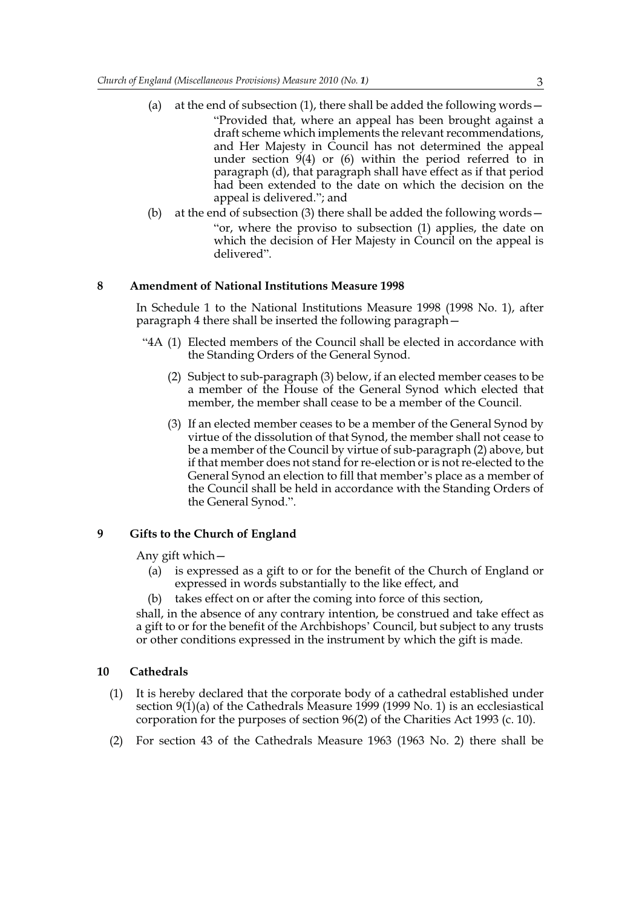(a) at the end of subsection (1), there shall be added the following words—

"Provided that, where an appeal has been brought against a draft scheme which implements the relevant recommendations, and Her Majesty in Council has not determined the appeal under section 9(4) or (6) within the period referred to in paragraph (d), that paragraph shall have effect as if that period had been extended to the date on which the decision on the appeal is delivered."; and

(b) at the end of subsection (3) there shall be added the following words—

"or, where the proviso to subsection (1) applies, the date on which the decision of Her Majesty in Council on the appeal is delivered".

## 8 Amendment of National Institutions Measure 1998

In Schedule 1 to the National Institutions Measure 1998 (1998 No. 1), after paragraph 4 there shall be inserted the following paragraph—

"4A (1) Elected members of the Council shall be elected in accordance with the Standing Orders of the General Synod.

(2) Subject to sub-paragraph (3) below, if an elected member ceases to be a member of the House of the General Synod which elected that member, the member shall cease to be a member of the Council.

(3) If an elected member ceases to be a member of the General Synod by virtue of the dissolution of that Synod, the member shall not cease to be a member of the Council by virtue of sub-paragraph (2) above, but if that member does not stand for re-election or is not re-elected to the General Synod an election to fill that member's place as a member of the Council shall be held in accordance with the Standing Orders of the General Synod.".

## 9 Gifts to the Church of England

Any gift which—

(a) is expressed as a gift to or for the benefit of the Church of England or expressed in words substantially to the like effect, and

(b) takes effect on or after the coming into force of this section,

shall, in the absence of any contrary intention, be construed and take effect as a gift to or for the benefit of the Archbishops' Council, but subject to any trusts or other conditions expressed in the instrument by which the gift is made.

## 10 Cathedrals

(1) It is hereby declared that the corporate body of a cathedral established under section 9(1)(a) of the Cathedrals Measure 1999 (1999 No. 1) is an ecclesiastical corporation for the purposes of section 96(2) of the Charities Act 1993 (c. 10).

(2) For section 43 of the Cathedrals Measure 1963 (1963 No. 2) there shall be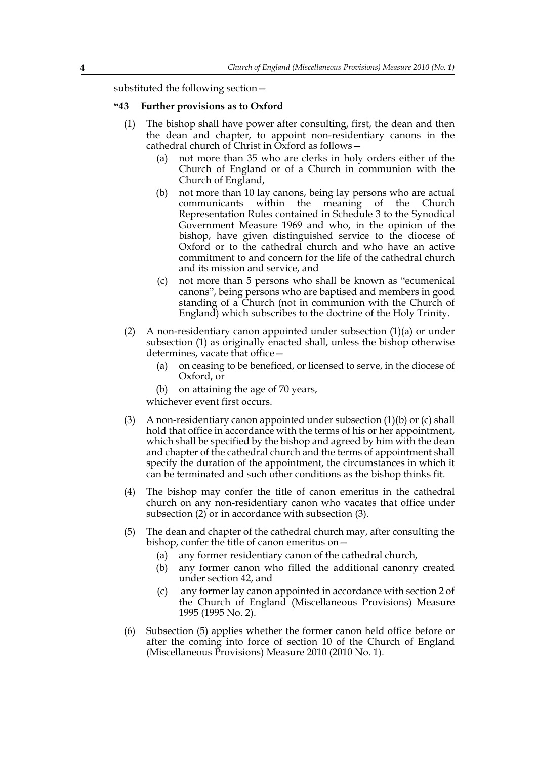substituted the following section—

**"43 Further provisions as to Oxford**

(1) The bishop shall have power after consulting, first, the dean and then the dean and chapter, to appoint non-residentiary canons in the cathedral church of Christ in Oxford as follows—

  (a) not more than 35 who are clerks in holy orders either of the Church of England or of a Church in communion with the Church of England,

  (b) not more than 10 lay canons, being lay persons who are actual communicants within the meaning of the Church Representation Rules contained in Schedule 3 to the Synodical Government Measure 1969 and who, in the opinion of the bishop, have given distinguished service to the diocese of Oxford or to the cathedral church and who have an active commitment to and concern for the life of the cathedral church and its mission and service, and

  (c) not more than 5 persons who shall be known as "ecumenical canons", being persons who are baptised and members in good standing of a Church (not in communion with the Church of England) which subscribes to the doctrine of the Holy Trinity.

(2) A non-residentiary canon appointed under subsection (1)(a) or under subsection (1) as originally enacted shall, unless the bishop otherwise determines, vacate that office—

  (a) on ceasing to be beneficed, or licensed to serve, in the diocese of Oxford, or

  (b) on attaining the age of 70 years,

whichever event first occurs.

(3) A non-residentiary canon appointed under subsection (1)(b) or (c) shall hold that office in accordance with the terms of his or her appointment, which shall be specified by the bishop and agreed by him with the dean and chapter of the cathedral church and the terms of appointment shall specify the duration of the appointment, the circumstances in which it can be terminated and such other conditions as the bishop thinks fit.

(4) The bishop may confer the title of canon emeritus in the cathedral church on any non-residentiary canon who vacates that office under subsection (2) or in accordance with subsection (3).

(5) The dean and chapter of the cathedral church may, after consulting the bishop, confer the title of canon emeritus on—

  (a) any former residentiary canon of the cathedral church,

  (b) any former canon who filled the additional canonry created under section 42, and

  (c) any former lay canon appointed in accordance with section 2 of the Church of England (Miscellaneous Provisions) Measure 1995 (1995 No. 2).

(6) Subsection (5) applies whether the former canon held office before or after the coming into force of section 10 of the Church of England (Miscellaneous Provisions) Measure 2010 (2010 No. 1).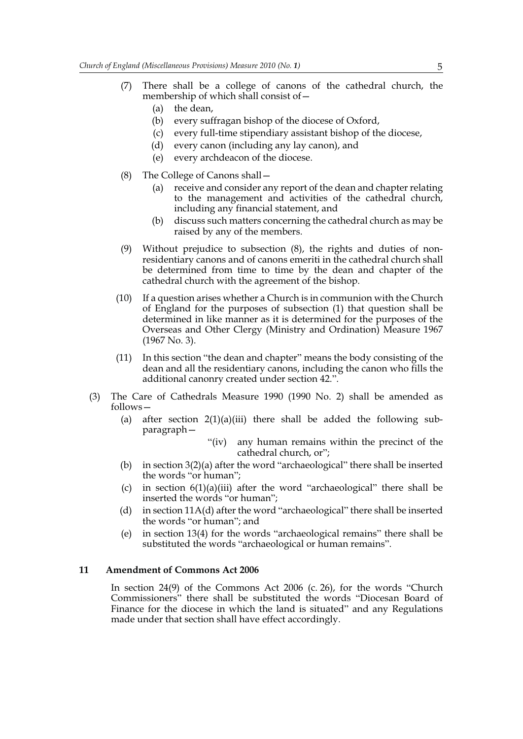(7) There shall be a college of canons of the cathedral church, the membership of which shall consist of—

  (a) the dean,

  (b) every suffragan bishop of the diocese of Oxford,

  (c) every full-time stipendiary assistant bishop of the diocese,

  (d) every canon (including any lay canon), and

  (e) every archdeacon of the diocese.

(8) The College of Canons shall—

  (a) receive and consider any report of the dean and chapter relating to the management and activities of the cathedral church, including any financial statement, and

  (b) discuss such matters concerning the cathedral church as may be raised by any of the members.

(9) Without prejudice to subsection (8), the rights and duties of non-residentiary canons and of canons emeriti in the cathedral church shall be determined from time to time by the dean and chapter of the cathedral church with the agreement of the bishop.

(10) If a question arises whether a Church is in communion with the Church of England for the purposes of subsection (1) that question shall be determined in like manner as it is determined for the purposes of the Overseas and Other Clergy (Ministry and Ordination) Measure 1967 (1967 No. 3).

(11) In this section "the dean and chapter" means the body consisting of the dean and all the residentiary canons, including the canon who fills the additional canonry created under section 42.".

(3) The Care of Cathedrals Measure 1990 (1990 No. 2) shall be amended as follows—

  (a) after section 2(1)(a)(iii) there shall be added the following sub-paragraph—

    "(iv) any human remains within the precinct of the cathedral church, or";

  (b) in section 3(2)(a) after the word "archaeological" there shall be inserted the words "or human";

  (c) in section 6(1)(a)(iii) after the word "archaeological" there shall be inserted the words "or human";

  (d) in section 11A(d) after the word "archaeological" there shall be inserted the words "or human"; and

  (e) in section 13(4) for the words "archaeological remains" there shall be substituted the words "archaeological or human remains".

### 11 Amendment of Commons Act 2006

In section 24(9) of the Commons Act 2006 (c. 26), for the words "Church Commissioners" there shall be substituted the words "Diocesan Board of Finance for the diocese in which the land is situated" and any Regulations made under that section shall have effect accordingly.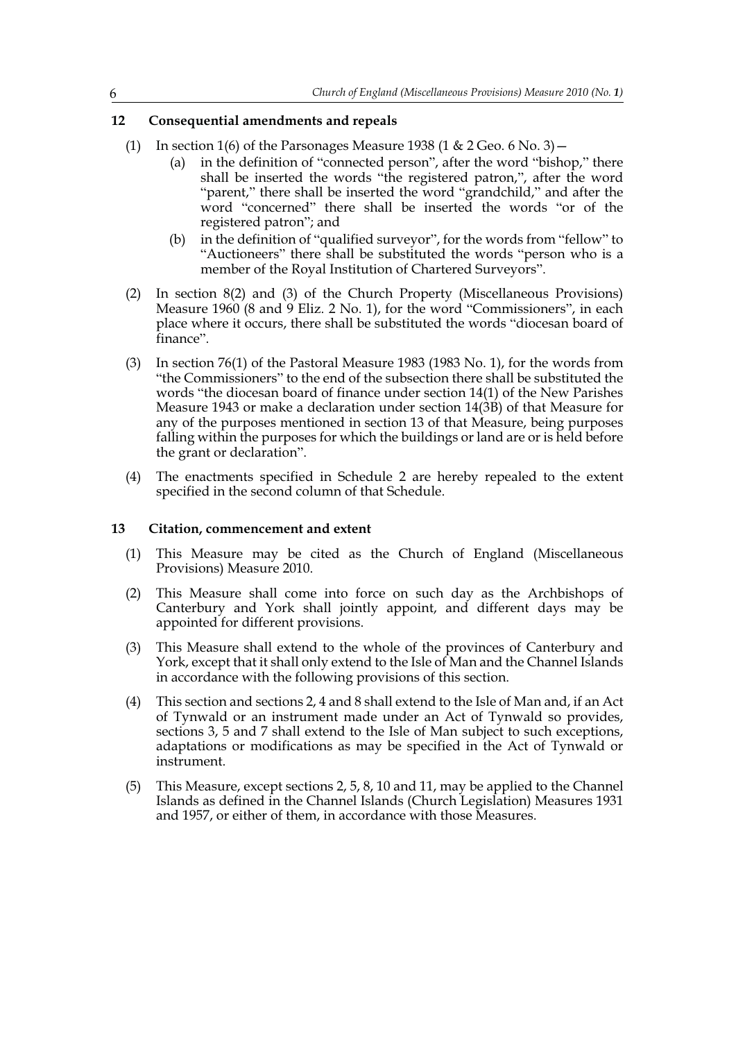### 12 Consequential amendments and repeals

(1) In section 1(6) of the Parsonages Measure 1938 (1 & 2 Geo. 6 No. 3)—

  (a) in the definition of "connected person", after the word "bishop," there shall be inserted the words "the registered patron,", after the word "parent," there shall be inserted the word "grandchild," and after the word "concerned" there shall be inserted the words "or of the registered patron"; and

  (b) in the definition of "qualified surveyor", for the words from "fellow" to "Auctioneers" there shall be substituted the words "person who is a member of the Royal Institution of Chartered Surveyors".

(2) In section 8(2) and (3) of the Church Property (Miscellaneous Provisions) Measure 1960 (8 and 9 Eliz. 2 No. 1), for the word "Commissioners", in each place where it occurs, there shall be substituted the words "diocesan board of finance".

(3) In section 76(1) of the Pastoral Measure 1983 (1983 No. 1), for the words from "the Commissioners" to the end of the subsection there shall be substituted the words "the diocesan board of finance under section 14(1) of the New Parishes Measure 1943 or make a declaration under section 14(3B) of that Measure for any of the purposes mentioned in section 13 of that Measure, being purposes falling within the purposes for which the buildings or land are or is held before the grant or declaration".

(4) The enactments specified in Schedule 2 are hereby repealed to the extent specified in the second column of that Schedule.

### 13 Citation, commencement and extent

(1) This Measure may be cited as the Church of England (Miscellaneous Provisions) Measure 2010.

(2) This Measure shall come into force on such day as the Archbishops of Canterbury and York shall jointly appoint, and different days may be appointed for different provisions.

(3) This Measure shall extend to the whole of the provinces of Canterbury and York, except that it shall only extend to the Isle of Man and the Channel Islands in accordance with the following provisions of this section.

(4) This section and sections 2, 4 and 8 shall extend to the Isle of Man and, if an Act of Tynwald or an instrument made under an Act of Tynwald so provides, sections 3, 5 and 7 shall extend to the Isle of Man subject to such exceptions, adaptations or modifications as may be specified in the Act of Tynwald or instrument.

(5) This Measure, except sections 2, 5, 8, 10 and 11, may be applied to the Channel Islands as defined in the Channel Islands (Church Legislation) Measures 1931 and 1957, or either of them, in accordance with those Measures.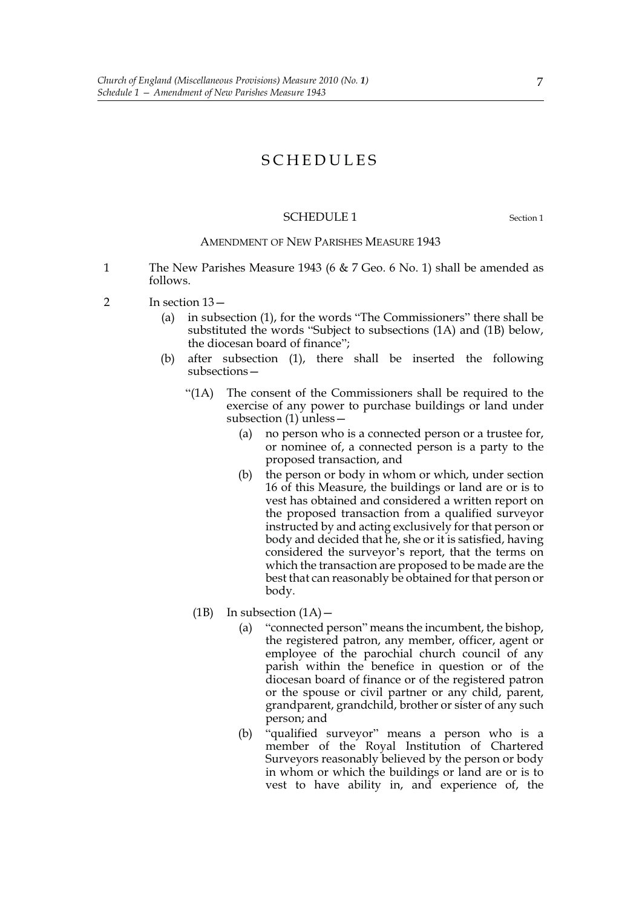# SCHEDULES

## SCHEDULE 1

Section 1

### AMENDMENT OF NEW PARISHES MEASURE 1943

1 The New Parishes Measure 1943 (6 & 7 Geo. 6 No. 1) shall be amended as follows.

2 In section 13—

(a) in subsection (1), for the words "The Commissioners" there shall be substituted the words "Subject to subsections (1A) and (1B) below, the diocesan board of finance";

(b) after subsection (1), there shall be inserted the following subsections—

"(1A) The consent of the Commissioners shall be required to the exercise of any power to purchase buildings or land under subsection (1) unless—

(a) no person who is a connected person or a trustee for, or nominee of, a connected person is a party to the proposed transaction, and

(b) the person or body in whom or which, under section 16 of this Measure, the buildings or land are or is to vest has obtained and considered a written report on the proposed transaction from a qualified surveyor instructed by and acting exclusively for that person or body and decided that he, she or it is satisfied, having considered the surveyor's report, that the terms on which the transaction are proposed to be made are the best that can reasonably be obtained for that person or body.

(1B) In subsection (1A)—

(a) "connected person" means the incumbent, the bishop, the registered patron, any member, officer, agent or employee of the parochial church council of any parish within the benefice in question or of the diocesan board of finance or of the registered patron or the spouse or civil partner or any child, parent, grandparent, grandchild, brother or sister of any such person; and

(b) "qualified surveyor" means a person who is a member of the Royal Institution of Chartered Surveyors reasonably believed by the person or body in whom or which the buildings or land are or is to vest to have ability in, and experience of, the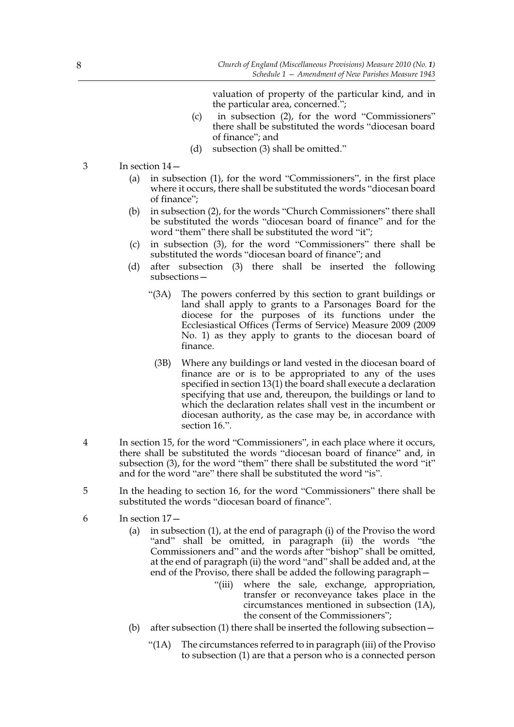valuation of property of the particular kind, and in the particular area, concerned.";

(c) in subsection (2), for the word "Commissioners" there shall be substituted the words "diocesan board of finance"; and

(d) subsection (3) shall be omitted."

3 In section 14—

(a) in subsection (1), for the word "Commissioners", in the first place where it occurs, there shall be substituted the words "diocesan board of finance";

(b) in subsection (2), for the words "Church Commissioners" there shall be substituted the words "diocesan board of finance" and for the word "them" there shall be substituted the word "it";

(c) in subsection (3), for the word "Commissioners" there shall be substituted the words "diocesan board of finance"; and

(d) after subsection (3) there shall be inserted the following subsections—

"(3A) The powers conferred by this section to grant buildings or land shall apply to grants to a Parsonages Board for the diocese for the purposes of its functions under the Ecclesiastical Offices (Terms of Service) Measure 2009 (2009 No. 1) as they apply to grants to the diocesan board of finance.

(3B) Where any buildings or land vested in the diocesan board of finance are or is to be appropriated to any of the uses specified in section 13(1) the board shall execute a declaration specifying that use and, thereupon, the buildings or land to which the declaration relates shall vest in the incumbent or diocesan authority, as the case may be, in accordance with section 16.".

4 In section 15, for the word "Commissioners", in each place where it occurs, there shall be substituted the words "diocesan board of finance" and, in subsection (3), for the word "them" there shall be substituted the word "it" and for the word "are" there shall be substituted the word "is".

5 In the heading to section 16, for the word "Commissioners" there shall be substituted the words "diocesan board of finance".

6 In section 17—

(a) in subsection (1), at the end of paragraph (i) of the Proviso the word "and" shall be omitted, in paragraph (ii) the words "the Commissioners and" and the words after "bishop" shall be omitted, at the end of paragraph (ii) the word "and" shall be added and, at the end of the Proviso, there shall be added the following paragraph—

"(iii) where the sale, exchange, appropriation, transfer or reconveyance takes place in the circumstances mentioned in subsection (1A), the consent of the Commissioners";

(b) after subsection (1) there shall be inserted the following subsection—

"(1A) The circumstances referred to in paragraph (iii) of the Proviso to subsection (1) are that a person who is a connected person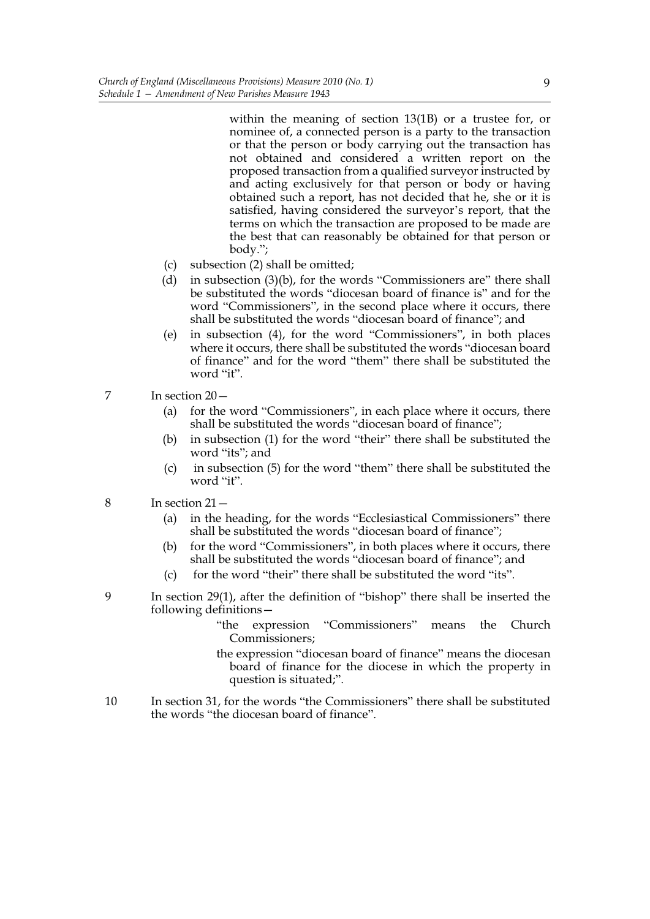within the meaning of section 13(1B) or a trustee for, or nominee of, a connected person is a party to the transaction or that the person or body carrying out the transaction has not obtained and considered a written report on the proposed transaction from a qualified surveyor instructed by and acting exclusively for that person or body or having obtained such a report, has not decided that he, she or it is satisfied, having considered the surveyor's report, that the terms on which the transaction are proposed to be made are the best that can reasonably be obtained for that person or body.";

(c) subsection (2) shall be omitted;

(d) in subsection (3)(b), for the words "Commissioners are" there shall be substituted the words "diocesan board of finance is" and for the word "Commissioners", in the second place where it occurs, there shall be substituted the words "diocesan board of finance"; and

(e) in subsection (4), for the word "Commissioners", in both places where it occurs, there shall be substituted the words "diocesan board of finance" and for the word "them" there shall be substituted the word "it".

7 In section 20—

(a) for the word "Commissioners", in each place where it occurs, there shall be substituted the words "diocesan board of finance";

(b) in subsection (1) for the word "their" there shall be substituted the word "its"; and

(c) in subsection (5) for the word "them" there shall be substituted the word "it".

8 In section 21—

(a) in the heading, for the words "Ecclesiastical Commissioners" there shall be substituted the words "diocesan board of finance";

(b) for the word "Commissioners", in both places where it occurs, there shall be substituted the words "diocesan board of finance"; and

(c) for the word "their" there shall be substituted the word "its".

9 In section 29(1), after the definition of "bishop" there shall be inserted the following definitions—

"the expression "Commissioners" means the Church Commissioners;

the expression "diocesan board of finance" means the diocesan board of finance for the diocese in which the property in question is situated;".

10 In section 31, for the words "the Commissioners" there shall be substituted the words "the diocesan board of finance".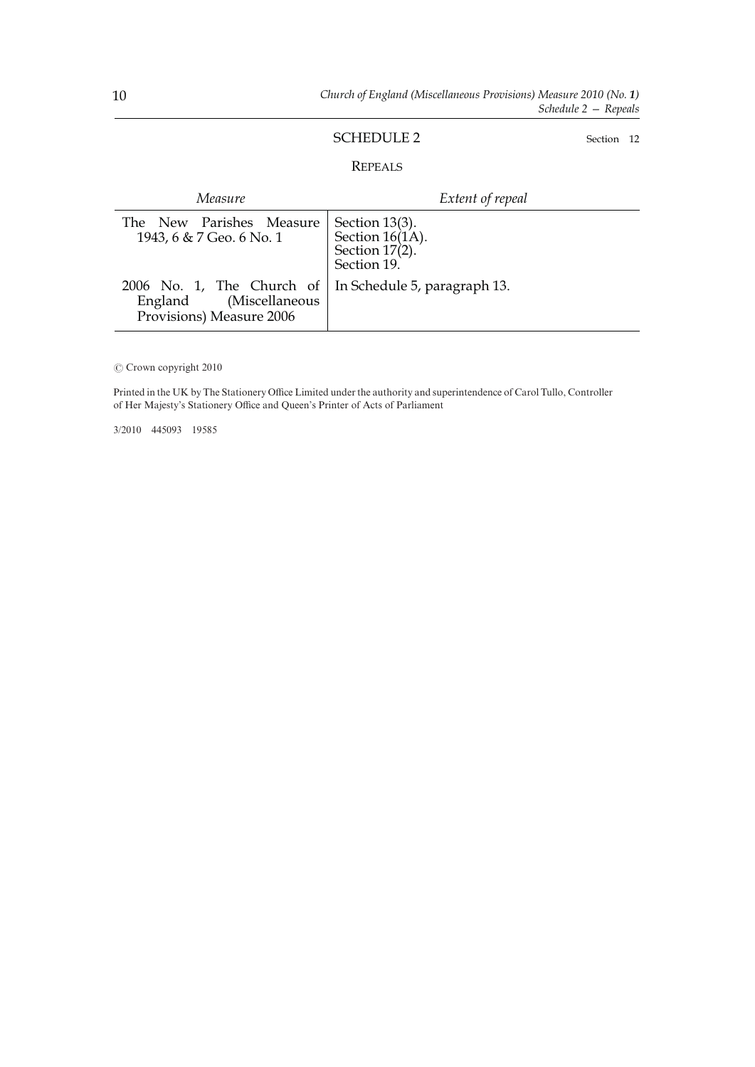## SCHEDULE 2

Section 12

### REPEALS

| *Measure* | *Extent of repeal* |
|---|---|
| The New Parishes Measure 1943, 6 & 7 Geo. 6 No. 1 | Section 13(3). Section 16(1A). Section 17(2). Section 19. |
| 2006 No. 1, The Church of England (Miscellaneous Provisions) Measure 2006 | In Schedule 5, paragraph 13. |

© Crown copyright 2010

Printed in the UK by The Stationery Office Limited under the authority and superintendence of Carol Tullo, Controller of Her Majesty's Stationery Office and Queen's Printer of Acts of Parliament

3/2010 445093 19585